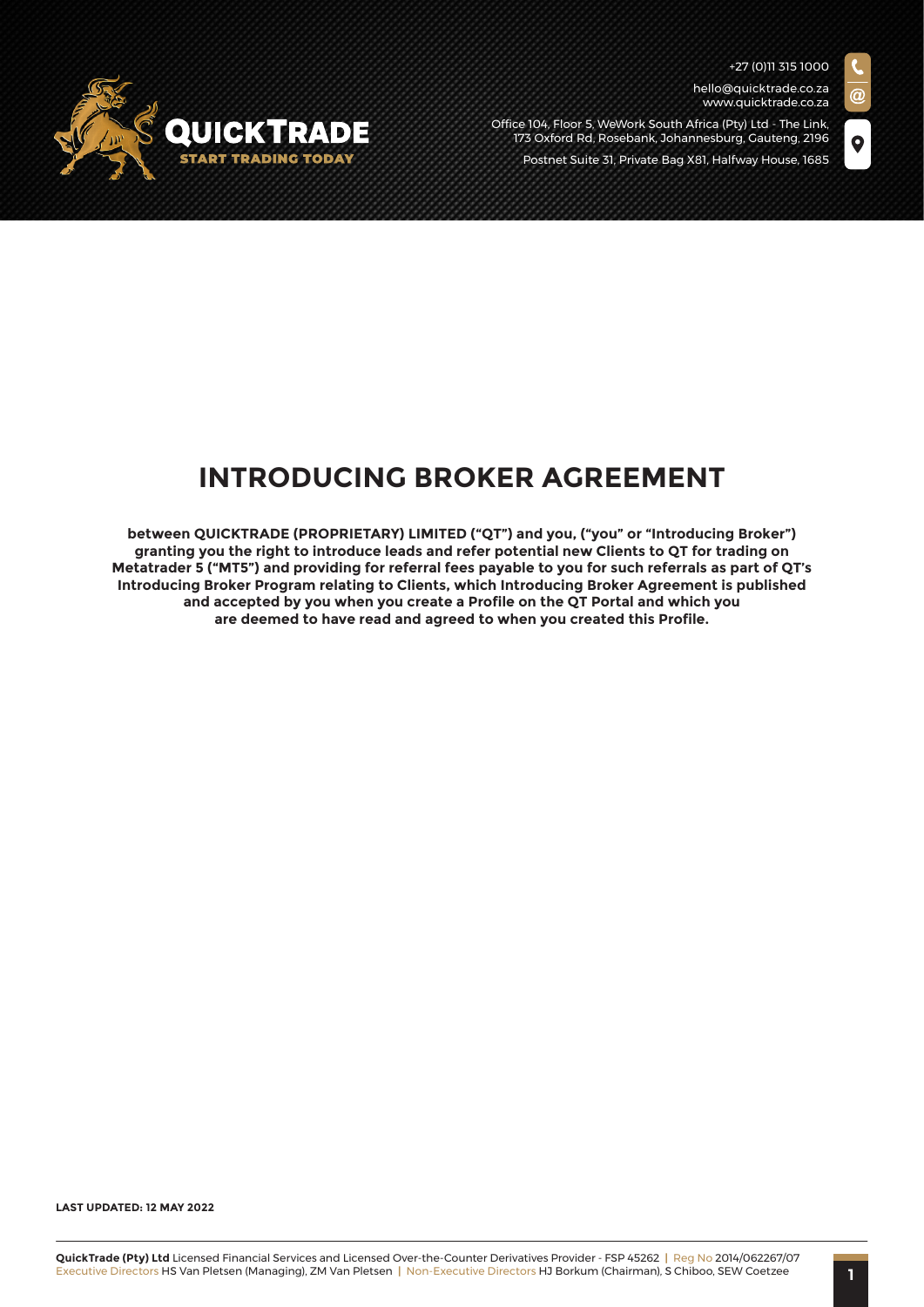# INTRODUCING BROKER AGREEMENT

**between QUICKTRADE (PROPRIETARY) LIMITED ("QT") and you, ("you" or "Introducing Broker") granting you the right to introduce leads and refer potential new Clients to QT for trading on Metatrader 5 ("MT5") and providing for referral fees payable to you for such referrals as part of QT's Introducing Broker Program relating to Clients, which Introducing Broker Agreement is published and accepted by you when you create a Profile on the QT Portal and which you are deemed to have read and agreed to when you created this Profile.**

**LAST UPDATED: 12 MAY 2022**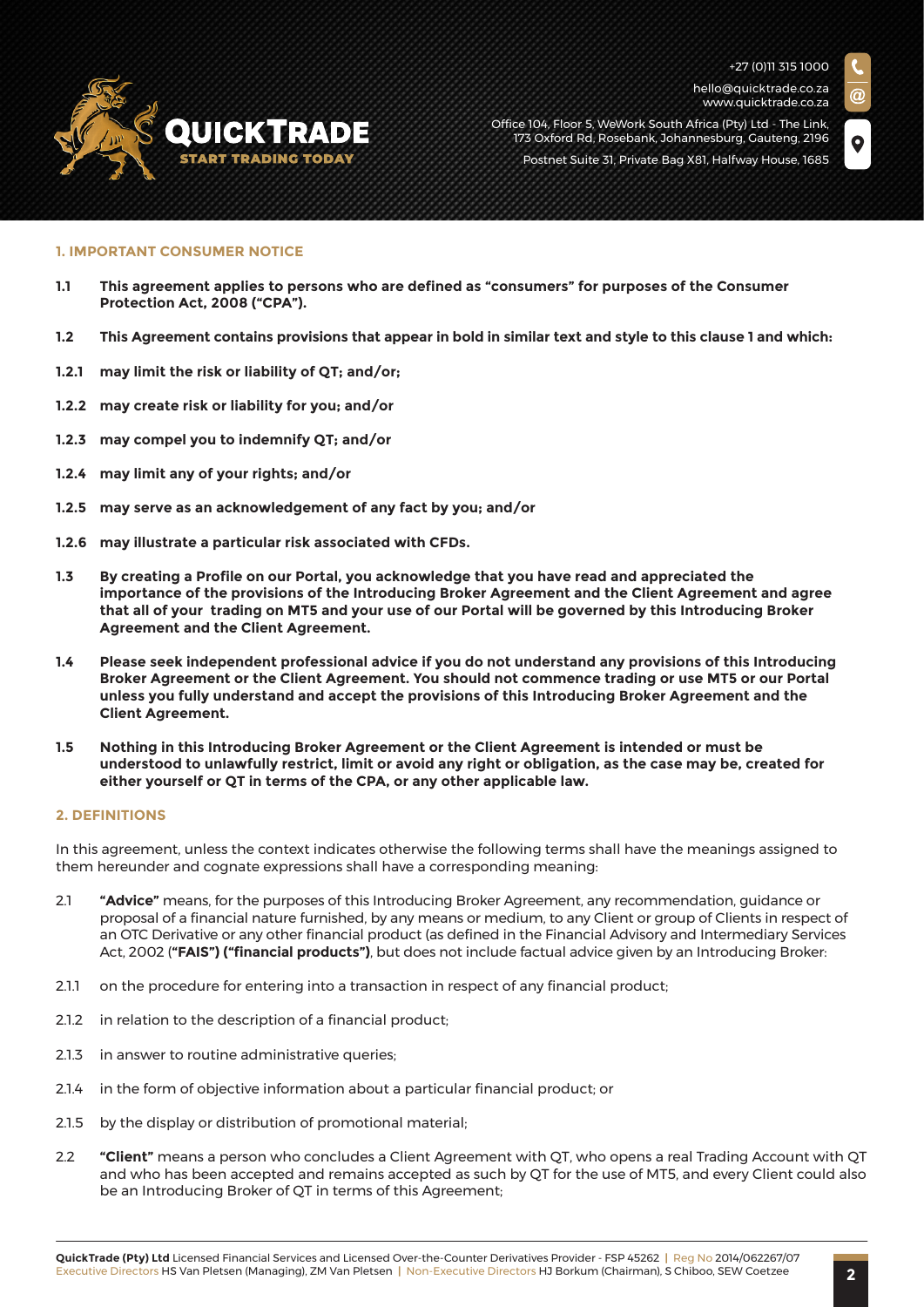## 1. IMPORTANT CONSUMER NOTICE

**1.1 This agreement applies to persons who are defined as "consumers" for purposes of the Consumer Protection Act, 2008 ("CPA").**

**1.2 This Agreement contains provisions that appear in bold in similar text and style to this clause 1 and which:**

**1.2.1 may limit the risk or liability of QT; and/or;**

**1.2.2 may create risk or liability for you; and/or**

**1.2.3 may compel you to indemnify QT; and/or**

**1.2.4 may limit any of your rights; and/or**

**1.2.5 may serve as an acknowledgement of any fact by you; and/or**

**1.2.6 may illustrate a particular risk associated with CFDs.**

**1.3 By creating a Profile on our Portal, you acknowledge that you have read and appreciated the importance of the provisions of the Introducing Broker Agreement and the Client Agreement and agree that all of your trading on MT5 and your use of our Portal will be governed by this Introducing Broker Agreement and the Client Agreement.**

**1.4 Please seek independent professional advice if you do not understand any provisions of this Introducing Broker Agreement or the Client Agreement. You should not commence trading or use MT5 or our Portal unless you fully understand and accept the provisions of this Introducing Broker Agreement and the Client Agreement.**

**1.5 Nothing in this Introducing Broker Agreement or the Client Agreement is intended or must be understood to unlawfully restrict, limit or avoid any right or obligation, as the case may be, created for either yourself or QT in terms of the CPA, or any other applicable law.**

## 2. DEFINITIONS

In this agreement, unless the context indicates otherwise the following terms shall have the meanings assigned to them hereunder and cognate expressions shall have a corresponding meaning:

2.1 **"Advice"** means, for the purposes of this Introducing Broker Agreement, any recommendation, guidance or proposal of a financial nature furnished, by any means or medium, to any Client or group of Clients in respect of an OTC Derivative or any other financial product (as defined in the Financial Advisory and Intermediary Services Act, 2002 (**"FAIS") ("financial products")**, but does not include factual advice given by an Introducing Broker:

2.1.1 on the procedure for entering into a transaction in respect of any financial product;

2.1.2 in relation to the description of a financial product;

2.1.3 in answer to routine administrative queries;

2.1.4 in the form of objective information about a particular financial product; or

2.1.5 by the display or distribution of promotional material;

2.2 **"Client"** means a person who concludes a Client Agreement with QT, who opens a real Trading Account with QT and who has been accepted and remains accepted as such by QT for the use of MT5, and every Client could also be an Introducing Broker of QT in terms of this Agreement;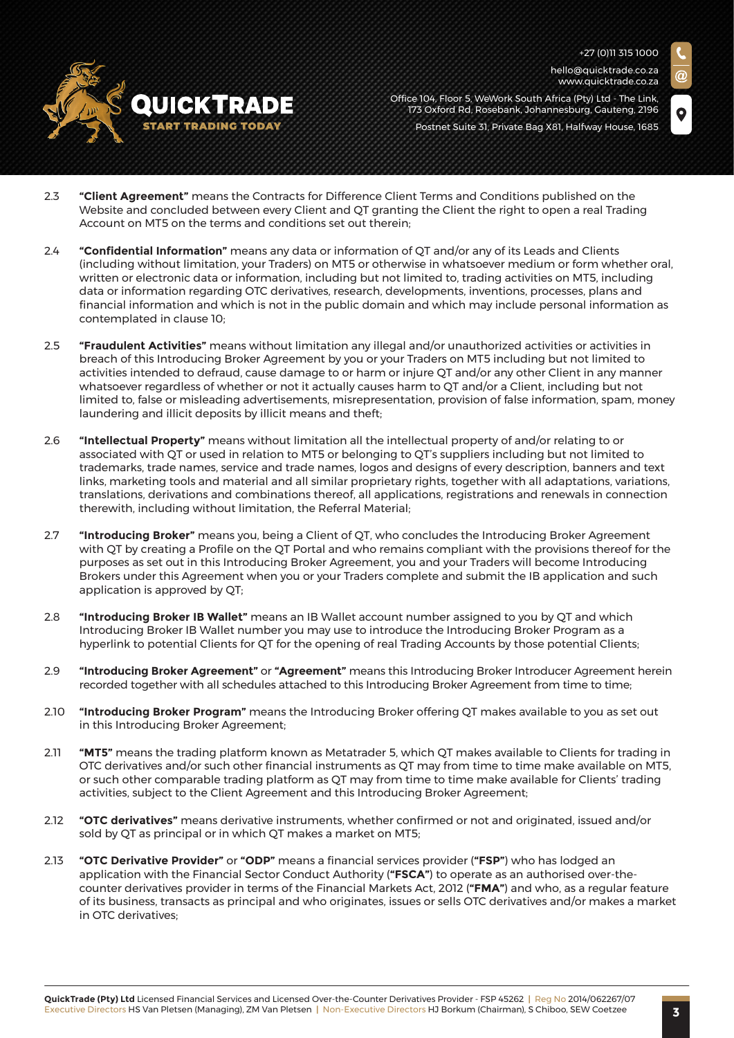2.3 **"Client Agreement"** means the Contracts for Difference Client Terms and Conditions published on the Website and concluded between every Client and QT granting the Client the right to open a real Trading Account on MT5 on the terms and conditions set out therein;

2.4 **"Confidential Information"** means any data or information of QT and/or any of its Leads and Clients (including without limitation, your Traders) on MT5 or otherwise in whatsoever medium or form whether oral, written or electronic data or information, including but not limited to, trading activities on MT5, including data or information regarding OTC derivatives, research, developments, inventions, processes, plans and financial information and which is not in the public domain and which may include personal information as contemplated in clause 10;

2.5 **"Fraudulent Activities"** means without limitation any illegal and/or unauthorized activities or activities in breach of this Introducing Broker Agreement by you or your Traders on MT5 including but not limited to activities intended to defraud, cause damage to or harm or injure QT and/or any other Client in any manner whatsoever regardless of whether or not it actually causes harm to QT and/or a Client, including but not limited to, false or misleading advertisements, misrepresentation, provision of false information, spam, money laundering and illicit deposits by illicit means and theft;

2.6 **"Intellectual Property"** means without limitation all the intellectual property of and/or relating to or associated with QT or used in relation to MT5 or belonging to QT's suppliers including but not limited to trademarks, trade names, service and trade names, logos and designs of every description, banners and text links, marketing tools and material and all similar proprietary rights, together with all adaptations, variations, translations, derivations and combinations thereof, all applications, registrations and renewals in connection therewith, including without limitation, the Referral Material;

2.7 **"Introducing Broker"** means you, being a Client of QT, who concludes the Introducing Broker Agreement with QT by creating a Profile on the QT Portal and who remains compliant with the provisions thereof for the purposes as set out in this Introducing Broker Agreement, you and your Traders will become Introducing Brokers under this Agreement when you or your Traders complete and submit the IB application and such application is approved by QT;

2.8 **"Introducing Broker IB Wallet"** means an IB Wallet account number assigned to you by QT and which Introducing Broker IB Wallet number you may use to introduce the Introducing Broker Program as a hyperlink to potential Clients for QT for the opening of real Trading Accounts by those potential Clients;

2.9 **"Introducing Broker Agreement"** or **"Agreement"** means this Introducing Broker Introducer Agreement herein recorded together with all schedules attached to this Introducing Broker Agreement from time to time;

2.10 **"Introducing Broker Program"** means the Introducing Broker offering QT makes available to you as set out in this Introducing Broker Agreement;

2.11 **"MT5"** means the trading platform known as Metatrader 5, which QT makes available to Clients for trading in OTC derivatives and/or such other financial instruments as QT may from time to time make available on MT5, or such other comparable trading platform as QT may from time to time make available for Clients' trading activities, subject to the Client Agreement and this Introducing Broker Agreement;

2.12 **"OTC derivatives"** means derivative instruments, whether confirmed or not and originated, issued and/or sold by QT as principal or in which QT makes a market on MT5;

2.13 **"OTC Derivative Provider"** or **"ODP"** means a financial services provider (**"FSP"**) who has lodged an application with the Financial Sector Conduct Authority (**"FSCA"**) to operate as an authorised over-the-counter derivatives provider in terms of the Financial Markets Act, 2012 (**"FMA"**) and who, as a regular feature of its business, transacts as principal and who originates, issues or sells OTC derivatives and/or makes a market in OTC derivatives;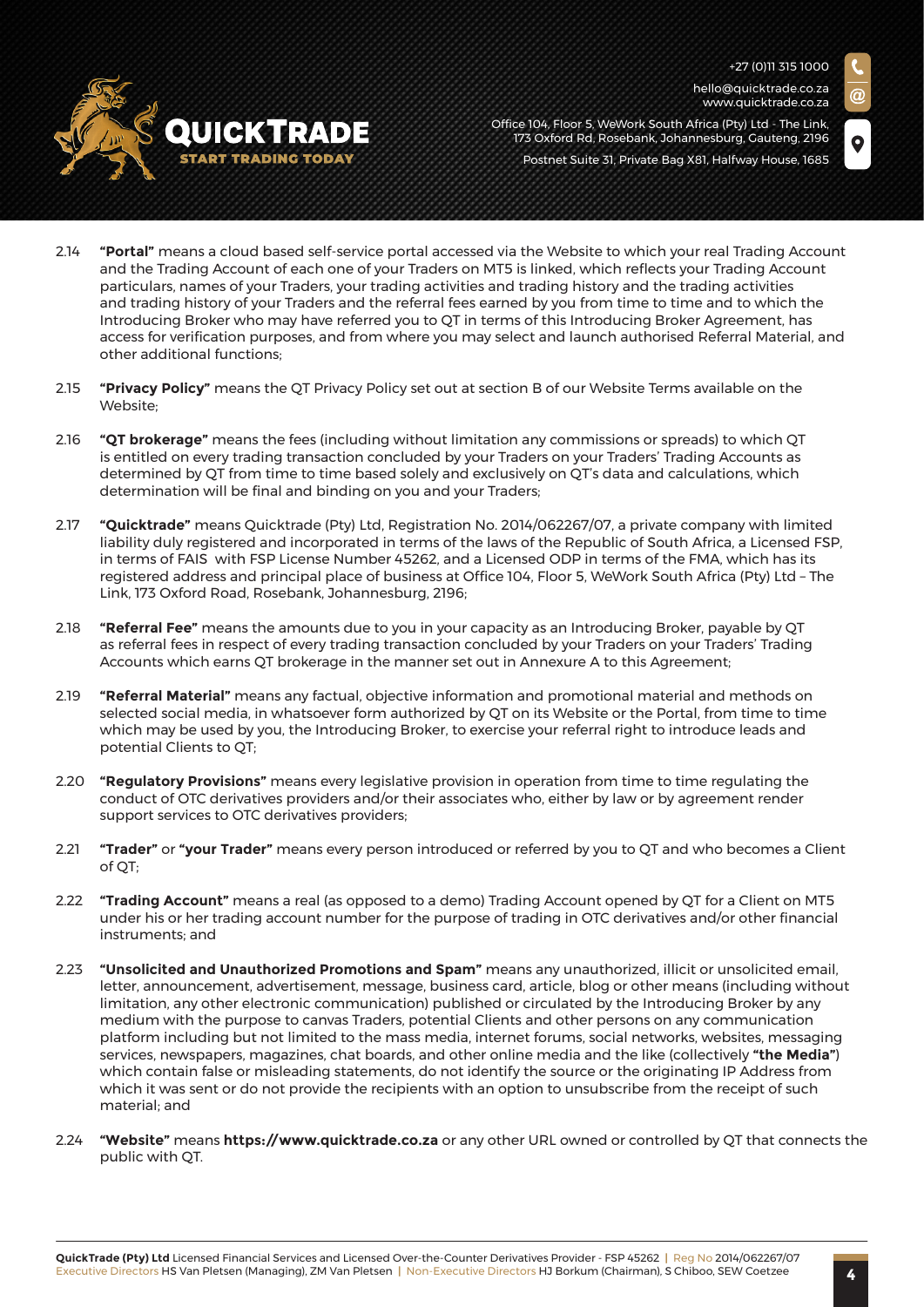2.14 **"Portal"** means a cloud based self-service portal accessed via the Website to which your real Trading Account and the Trading Account of each one of your Traders on MT5 is linked, which reflects your Trading Account particulars, names of your Traders, your trading activities and trading history and the trading activities and trading history of your Traders and the referral fees earned by you from time to time and to which the Introducing Broker who may have referred you to QT in terms of this Introducing Broker Agreement, has access for verification purposes, and from where you may select and launch authorised Referral Material, and other additional functions;

2.15 **"Privacy Policy"** means the QT Privacy Policy set out at section B of our Website Terms available on the Website;

2.16 **"QT brokerage"** means the fees (including without limitation any commissions or spreads) to which QT is entitled on every trading transaction concluded by your Traders on your Traders' Trading Accounts as determined by QT from time to time based solely and exclusively on QT's data and calculations, which determination will be final and binding on you and your Traders;

2.17 **"Quicktrade"** means Quicktrade (Pty) Ltd, Registration No. 2014/062267/07, a private company with limited liability duly registered and incorporated in terms of the laws of the Republic of South Africa, a Licensed FSP, in terms of FAIS with FSP License Number 45262, and a Licensed ODP in terms of the FMA, which has its registered address and principal place of business at Office 104, Floor 5, WeWork South Africa (Pty) Ltd – The Link, 173 Oxford Road, Rosebank, Johannesburg, 2196;

2.18 **"Referral Fee"** means the amounts due to you in your capacity as an Introducing Broker, payable by QT as referral fees in respect of every trading transaction concluded by your Traders on your Traders' Trading Accounts which earns QT brokerage in the manner set out in Annexure A to this Agreement;

2.19 **"Referral Material"** means any factual, objective information and promotional material and methods on selected social media, in whatsoever form authorized by QT on its Website or the Portal, from time to time which may be used by you, the Introducing Broker, to exercise your referral right to introduce leads and potential Clients to QT;

2.20 **"Regulatory Provisions"** means every legislative provision in operation from time to time regulating the conduct of OTC derivatives providers and/or their associates who, either by law or by agreement render support services to OTC derivatives providers;

2.21 **"Trader"** or **"your Trader"** means every person introduced or referred by you to QT and who becomes a Client of QT;

2.22 **"Trading Account"** means a real (as opposed to a demo) Trading Account opened by QT for a Client on MT5 under his or her trading account number for the purpose of trading in OTC derivatives and/or other financial instruments; and

2.23 **"Unsolicited and Unauthorized Promotions and Spam"** means any unauthorized, illicit or unsolicited email, letter, announcement, advertisement, message, business card, article, blog or other means (including without limitation, any other electronic communication) published or circulated by the Introducing Broker by any medium with the purpose to canvas Traders, potential Clients and other persons on any communication platform including but not limited to the mass media, internet forums, social networks, websites, messaging services, newspapers, magazines, chat boards, and other online media and the like (collectively **"the Media"**) which contain false or misleading statements, do not identify the source or the originating IP Address from which it was sent or do not provide the recipients with an option to unsubscribe from the receipt of such material; and

2.24 **"Website"** means **https://www.quicktrade.co.za** or any other URL owned or controlled by QT that connects the public with QT.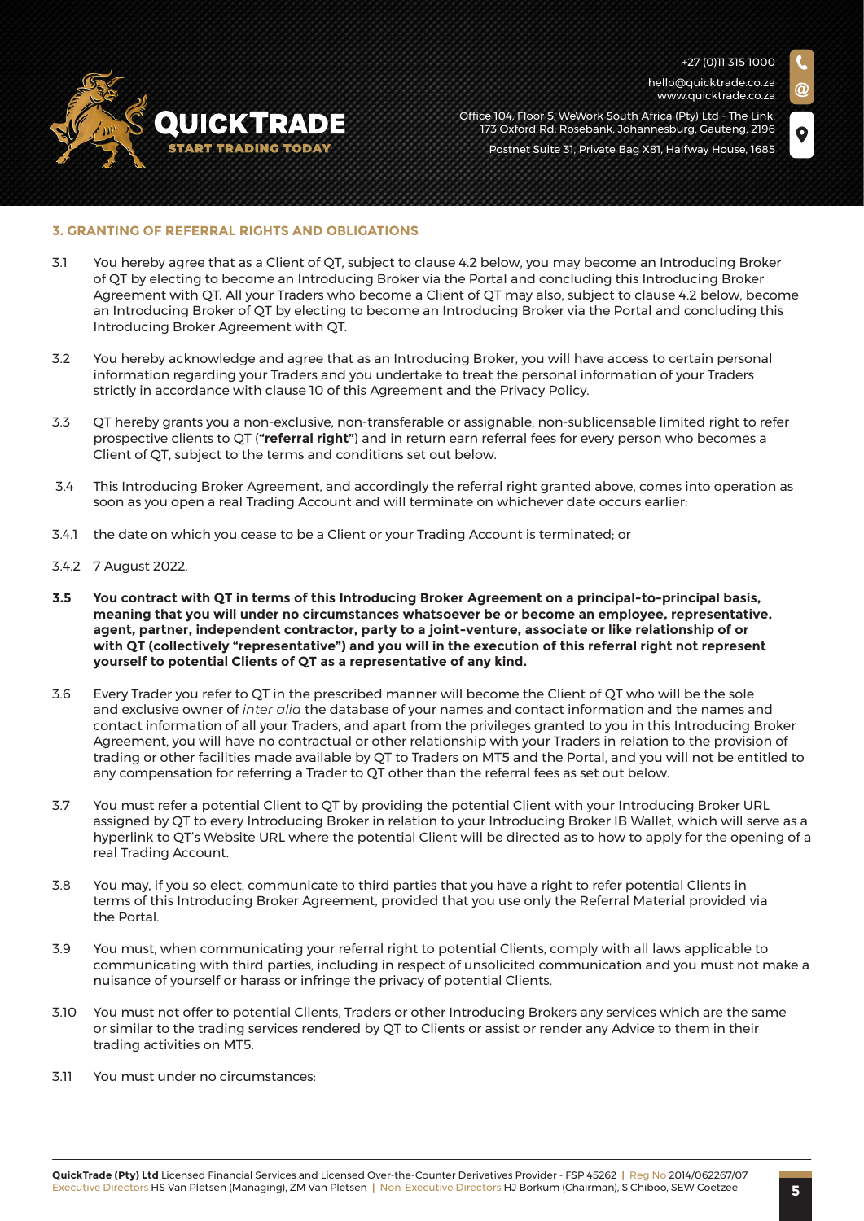### 3. GRANTING OF REFERRAL RIGHTS AND OBLIGATIONS

3.1 You hereby agree that as a Client of QT, subject to clause 4.2 below, you may become an Introducing Broker of QT by electing to become an Introducing Broker via the Portal and concluding this Introducing Broker Agreement with QT. All your Traders who become a Client of QT may also, subject to clause 4.2 below, become an Introducing Broker of QT by electing to become an Introducing Broker via the Portal and concluding this Introducing Broker Agreement with QT.

3.2 You hereby acknowledge and agree that as an Introducing Broker, you will have access to certain personal information regarding your Traders and you undertake to treat the personal information of your Traders strictly in accordance with clause 10 of this Agreement and the Privacy Policy.

3.3 QT hereby grants you a non-exclusive, non-transferable or assignable, non-sublicensable limited right to refer prospective clients to QT (**"referral right"**) and in return earn referral fees for every person who becomes a Client of QT, subject to the terms and conditions set out below.

3.4 This Introducing Broker Agreement, and accordingly the referral right granted above, comes into operation as soon as you open a real Trading Account and will terminate on whichever date occurs earlier:

3.4.1 the date on which you cease to be a Client or your Trading Account is terminated; or

3.4.2 7 August 2022.

**3.5 You contract with QT in terms of this Introducing Broker Agreement on a principal-to-principal basis, meaning that you will under no circumstances whatsoever be or become an employee, representative, agent, partner, independent contractor, party to a joint-venture, associate or like relationship of or with QT (collectively "representative") and you will in the execution of this referral right not represent yourself to potential Clients of QT as a representative of any kind.**

3.6 Every Trader you refer to QT in the prescribed manner will become the Client of QT who will be the sole and exclusive owner of *inter alia* the database of your names and contact information and the names and contact information of all your Traders, and apart from the privileges granted to you in this Introducing Broker Agreement, you will have no contractual or other relationship with your Traders in relation to the provision of trading or other facilities made available by QT to Traders on MT5 and the Portal, and you will not be entitled to any compensation for referring a Trader to QT other than the referral fees as set out below.

3.7 You must refer a potential Client to QT by providing the potential Client with your Introducing Broker URL assigned by QT to every Introducing Broker in relation to your Introducing Broker IB Wallet, which will serve as a hyperlink to QT's Website URL where the potential Client will be directed as to how to apply for the opening of a real Trading Account.

3.8 You may, if you so elect, communicate to third parties that you have a right to refer potential Clients in terms of this Introducing Broker Agreement, provided that you use only the Referral Material provided via the Portal.

3.9 You must, when communicating your referral right to potential Clients, comply with all laws applicable to communicating with third parties, including in respect of unsolicited communication and you must not make a nuisance of yourself or harass or infringe the privacy of potential Clients.

3.10 You must not offer to potential Clients, Traders or other Introducing Brokers any services which are the same or similar to the trading services rendered by QT to Clients or assist or render any Advice to them in their trading activities on MT5.

3.11 You must under no circumstances: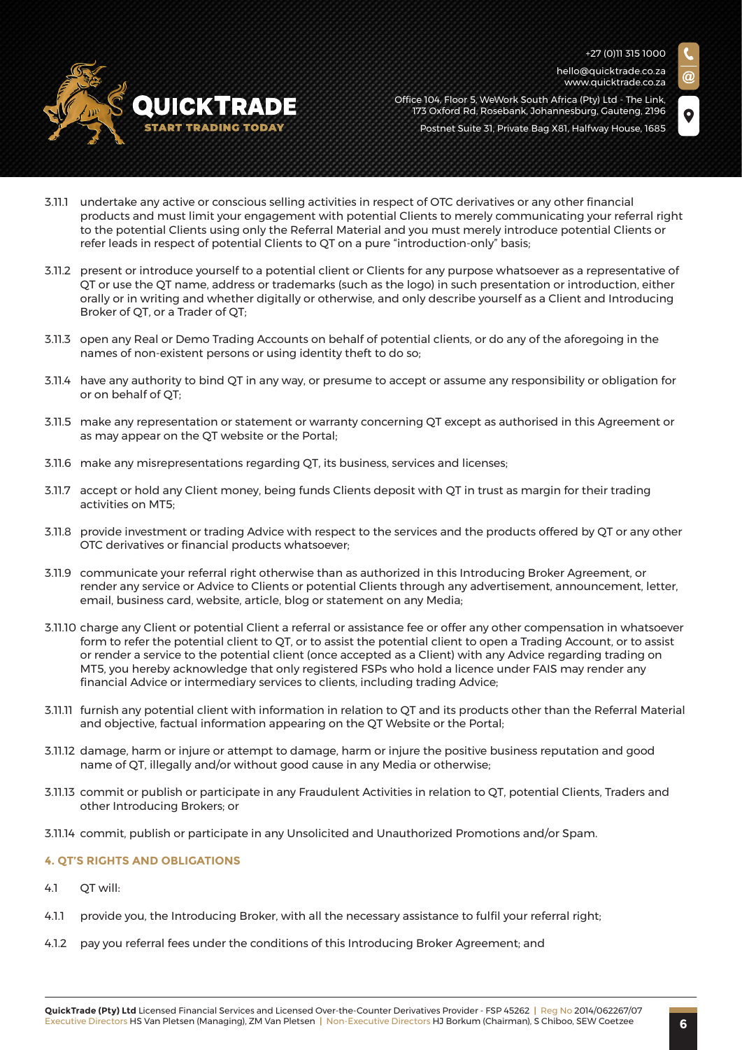3.11.1 undertake any active or conscious selling activities in respect of OTC derivatives or any other financial products and must limit your engagement with potential Clients to merely communicating your referral right to the potential Clients using only the Referral Material and you must merely introduce potential Clients or refer leads in respect of potential Clients to QT on a pure "introduction-only" basis;

3.11.2 present or introduce yourself to a potential client or Clients for any purpose whatsoever as a representative of QT or use the QT name, address or trademarks (such as the logo) in such presentation or introduction, either orally or in writing and whether digitally or otherwise, and only describe yourself as a Client and Introducing Broker of QT, or a Trader of QT;

3.11.3 open any Real or Demo Trading Accounts on behalf of potential clients, or do any of the aforegoing in the names of non-existent persons or using identity theft to do so;

3.11.4 have any authority to bind QT in any way, or presume to accept or assume any responsibility or obligation for or on behalf of QT;

3.11.5 make any representation or statement or warranty concerning QT except as authorised in this Agreement or as may appear on the QT website or the Portal;

3.11.6 make any misrepresentations regarding QT, its business, services and licenses;

3.11.7 accept or hold any Client money, being funds Clients deposit with QT in trust as margin for their trading activities on MT5;

3.11.8 provide investment or trading Advice with respect to the services and the products offered by QT or any other OTC derivatives or financial products whatsoever;

3.11.9 communicate your referral right otherwise than as authorized in this Introducing Broker Agreement, or render any service or Advice to Clients or potential Clients through any advertisement, announcement, letter, email, business card, website, article, blog or statement on any Media;

3.11.10 charge any Client or potential Client a referral or assistance fee or offer any other compensation in whatsoever form to refer the potential client to QT, or to assist the potential client to open a Trading Account, or to assist or render a service to the potential client (once accepted as a Client) with any Advice regarding trading on MT5, you hereby acknowledge that only registered FSPs who hold a licence under FAIS may render any financial Advice or intermediary services to clients, including trading Advice;

3.11.11 furnish any potential client with information in relation to QT and its products other than the Referral Material and objective, factual information appearing on the QT Website or the Portal;

3.11.12 damage, harm or injure or attempt to damage, harm or injure the positive business reputation and good name of QT, illegally and/or without good cause in any Media or otherwise;

3.11.13 commit or publish or participate in any Fraudulent Activities in relation to QT, potential Clients, Traders and other Introducing Brokers; or

3.11.14 commit, publish or participate in any Unsolicited and Unauthorized Promotions and/or Spam.

## 4. QT'S RIGHTS AND OBLIGATIONS

4.1 QT will:

4.1.1 provide you, the Introducing Broker, with all the necessary assistance to fulfil your referral right;

4.1.2 pay you referral fees under the conditions of this Introducing Broker Agreement; and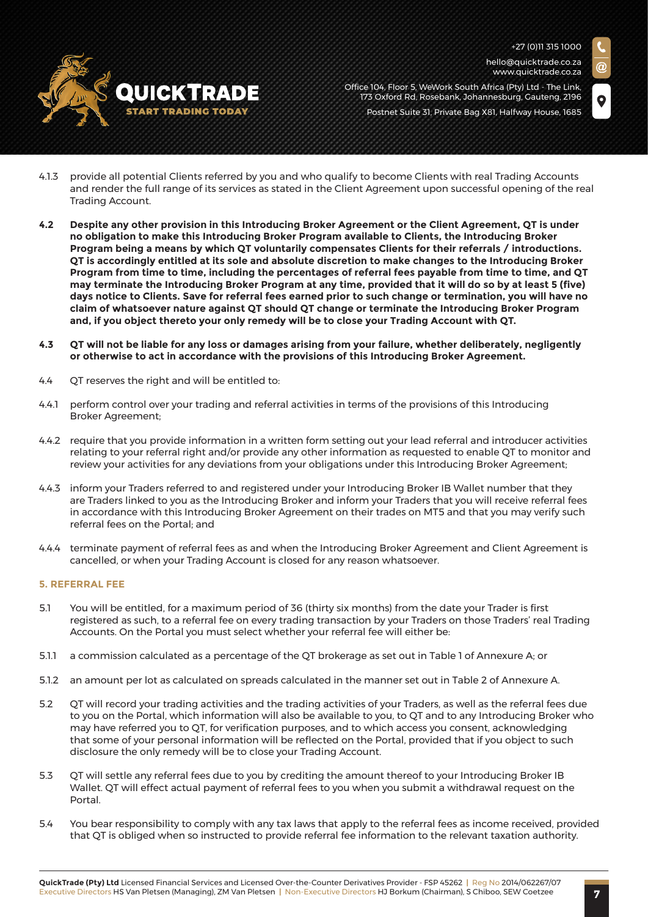4.1.3 provide all potential Clients referred by you and who qualify to become Clients with real Trading Accounts and render the full range of its services as stated in the Client Agreement upon successful opening of the real Trading Account.

**4.2 Despite any other provision in this Introducing Broker Agreement or the Client Agreement, QT is under no obligation to make this Introducing Broker Program available to Clients, the Introducing Broker Program being a means by which QT voluntarily compensates Clients for their referrals / introductions. QT is accordingly entitled at its sole and absolute discretion to make changes to the Introducing Broker Program from time to time, including the percentages of referral fees payable from time to time, and QT may terminate the Introducing Broker Program at any time, provided that it will do so by at least 5 (five) days notice to Clients. Save for referral fees earned prior to such change or termination, you will have no claim of whatsoever nature against QT should QT change or terminate the Introducing Broker Program and, if you object thereto your only remedy will be to close your Trading Account with QT.**

**4.3 QT will not be liable for any loss or damages arising from your failure, whether deliberately, negligently or otherwise to act in accordance with the provisions of this Introducing Broker Agreement.**

4.4 QT reserves the right and will be entitled to:

4.4.1 perform control over your trading and referral activities in terms of the provisions of this Introducing Broker Agreement;

4.4.2 require that you provide information in a written form setting out your lead referral and introducer activities relating to your referral right and/or provide any other information as requested to enable QT to monitor and review your activities for any deviations from your obligations under this Introducing Broker Agreement;

4.4.3 inform your Traders referred to and registered under your Introducing Broker IB Wallet number that they are Traders linked to you as the Introducing Broker and inform your Traders that you will receive referral fees in accordance with this Introducing Broker Agreement on their trades on MT5 and that you may verify such referral fees on the Portal; and

4.4.4 terminate payment of referral fees as and when the Introducing Broker Agreement and Client Agreement is cancelled, or when your Trading Account is closed for any reason whatsoever.

## 5. REFERRAL FEE

5.1 You will be entitled, for a maximum period of 36 (thirty six months) from the date your Trader is first registered as such, to a referral fee on every trading transaction by your Traders on those Traders' real Trading Accounts. On the Portal you must select whether your referral fee will either be:

5.1.1 a commission calculated as a percentage of the QT brokerage as set out in Table 1 of Annexure A; or

5.1.2 an amount per lot as calculated on spreads calculated in the manner set out in Table 2 of Annexure A.

5.2 QT will record your trading activities and the trading activities of your Traders, as well as the referral fees due to you on the Portal, which information will also be available to you, to QT and to any Introducing Broker who may have referred you to QT, for verification purposes, and to which access you consent, acknowledging that some of your personal information will be reflected on the Portal, provided that if you object to such disclosure the only remedy will be to close your Trading Account.

5.3 QT will settle any referral fees due to you by crediting the amount thereof to your Introducing Broker IB Wallet. QT will effect actual payment of referral fees to you when you submit a withdrawal request on the Portal.

5.4 You bear responsibility to comply with any tax laws that apply to the referral fees as income received, provided that QT is obliged when so instructed to provide referral fee information to the relevant taxation authority.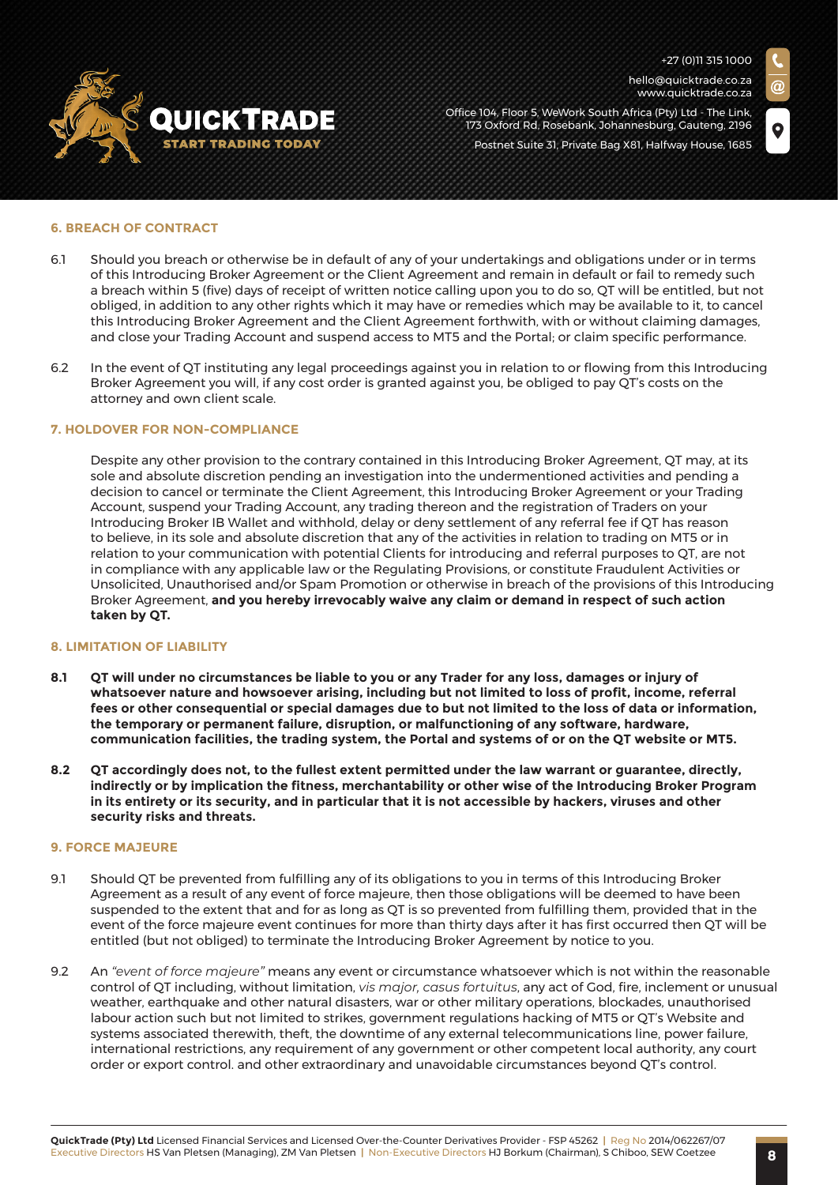## 6. BREACH OF CONTRACT

6.1 Should you breach or otherwise be in default of any of your undertakings and obligations under or in terms of this Introducing Broker Agreement or the Client Agreement and remain in default or fail to remedy such a breach within 5 (five) days of receipt of written notice calling upon you to do so, QT will be entitled, but not obliged, in addition to any other rights which it may have or remedies which may be available to it, to cancel this Introducing Broker Agreement and the Client Agreement forthwith, with or without claiming damages, and close your Trading Account and suspend access to MT5 and the Portal; or claim specific performance.

6.2 In the event of QT instituting any legal proceedings against you in relation to or flowing from this Introducing Broker Agreement you will, if any cost order is granted against you, be obliged to pay QT's costs on the attorney and own client scale.

## 7. HOLDOVER FOR NON-COMPLIANCE

Despite any other provision to the contrary contained in this Introducing Broker Agreement, QT may, at its sole and absolute discretion pending an investigation into the undermentioned activities and pending a decision to cancel or terminate the Client Agreement, this Introducing Broker Agreement or your Trading Account, suspend your Trading Account, any trading thereon and the registration of Traders on your Introducing Broker IB Wallet and withhold, delay or deny settlement of any referral fee if QT has reason to believe, in its sole and absolute discretion that any of the activities in relation to trading on MT5 or in relation to your communication with potential Clients for introducing and referral purposes to QT, are not in compliance with any applicable law or the Regulating Provisions, or constitute Fraudulent Activities or Unsolicited, Unauthorised and/or Spam Promotion or otherwise in breach of the provisions of this Introducing Broker Agreement, **and you hereby irrevocably waive any claim or demand in respect of such action taken by QT.**

## 8. LIMITATION OF LIABILITY

**8.1 QT will under no circumstances be liable to you or any Trader for any loss, damages or injury of whatsoever nature and howsoever arising, including but not limited to loss of profit, income, referral fees or other consequential or special damages due to but not limited to the loss of data or information, the temporary or permanent failure, disruption, or malfunctioning of any software, hardware, communication facilities, the trading system, the Portal and systems of or on the QT website or MT5.**

**8.2 QT accordingly does not, to the fullest extent permitted under the law warrant or guarantee, directly, indirectly or by implication the fitness, merchantability or other wise of the Introducing Broker Program in its entirety or its security, and in particular that it is not accessible by hackers, viruses and other security risks and threats.**

## 9. FORCE MAJEURE

9.1 Should QT be prevented from fulfilling any of its obligations to you in terms of this Introducing Broker Agreement as a result of any event of force majeure, then those obligations will be deemed to have been suspended to the extent that and for as long as QT is so prevented from fulfilling them, provided that in the event of the force majeure event continues for more than thirty days after it has first occurred then QT will be entitled (but not obliged) to terminate the Introducing Broker Agreement by notice to you.

9.2 An *"event of force majeure"* means any event or circumstance whatsoever which is not within the reasonable control of QT including, without limitation, *vis major*, *casus fortuitus*, any act of God, fire, inclement or unusual weather, earthquake and other natural disasters, war or other military operations, blockades, unauthorised labour action such but not limited to strikes, government regulations hacking of MT5 or QT's Website and systems associated therewith, theft, the downtime of any external telecommunications line, power failure, international restrictions, any requirement of any government or other competent local authority, any court order or export control. and other extraordinary and unavoidable circumstances beyond QT's control.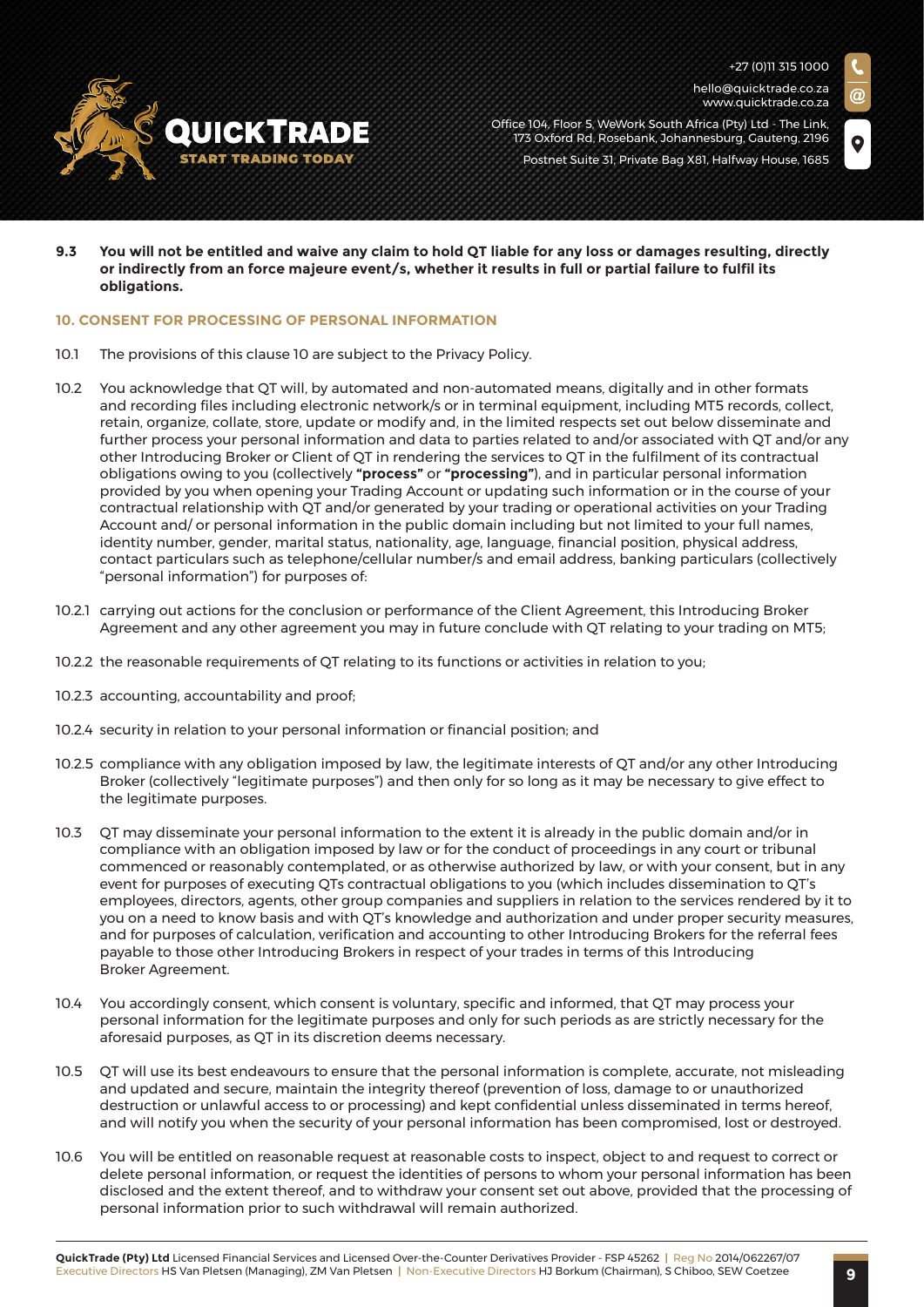**9.3 You will not be entitled and waive any claim to hold QT liable for any loss or damages resulting, directly or indirectly from an force majeure event/s, whether it results in full or partial failure to fulfil its obligations.**

## 10. CONSENT FOR PROCESSING OF PERSONAL INFORMATION

10.1 The provisions of this clause 10 are subject to the Privacy Policy.

10.2 You acknowledge that QT will, by automated and non-automated means, digitally and in other formats and recording files including electronic network/s or in terminal equipment, including MT5 records, collect, retain, organize, collate, store, update or modify and, in the limited respects set out below disseminate and further process your personal information and data to parties related to and/or associated with QT and/or any other Introducing Broker or Client of QT in rendering the services to QT in the fulfilment of its contractual obligations owing to you (collectively **"process"** or **"processing"**), and in particular personal information provided by you when opening your Trading Account or updating such information or in the course of your contractual relationship with QT and/or generated by your trading or operational activities on your Trading Account and/ or personal information in the public domain including but not limited to your full names, identity number, gender, marital status, nationality, age, language, financial position, physical address, contact particulars such as telephone/cellular number/s and email address, banking particulars (collectively "personal information") for purposes of:

10.2.1 carrying out actions for the conclusion or performance of the Client Agreement, this Introducing Broker Agreement and any other agreement you may in future conclude with QT relating to your trading on MT5;

10.2.2 the reasonable requirements of QT relating to its functions or activities in relation to you;

10.2.3 accounting, accountability and proof;

10.2.4 security in relation to your personal information or financial position; and

10.2.5 compliance with any obligation imposed by law, the legitimate interests of QT and/or any other Introducing Broker (collectively "legitimate purposes") and then only for so long as it may be necessary to give effect to the legitimate purposes.

10.3 QT may disseminate your personal information to the extent it is already in the public domain and/or in compliance with an obligation imposed by law or for the conduct of proceedings in any court or tribunal commenced or reasonably contemplated, or as otherwise authorized by law, or with your consent, but in any event for purposes of executing QTs contractual obligations to you (which includes dissemination to QT's employees, directors, agents, other group companies and suppliers in relation to the services rendered by it to you on a need to know basis and with QT's knowledge and authorization and under proper security measures, and for purposes of calculation, verification and accounting to other Introducing Brokers for the referral fees payable to those other Introducing Brokers in respect of your trades in terms of this Introducing Broker Agreement.

10.4 You accordingly consent, which consent is voluntary, specific and informed, that QT may process your personal information for the legitimate purposes and only for such periods as are strictly necessary for the aforesaid purposes, as QT in its discretion deems necessary.

10.5 QT will use its best endeavours to ensure that the personal information is complete, accurate, not misleading and updated and secure, maintain the integrity thereof (prevention of loss, damage to or unauthorized destruction or unlawful access to or processing) and kept confidential unless disseminated in terms hereof, and will notify you when the security of your personal information has been compromised, lost or destroyed.

10.6 You will be entitled on reasonable request at reasonable costs to inspect, object to and request to correct or delete personal information, or request the identities of persons to whom your personal information has been disclosed and the extent thereof, and to withdraw your consent set out above, provided that the processing of personal information prior to such withdrawal will remain authorized.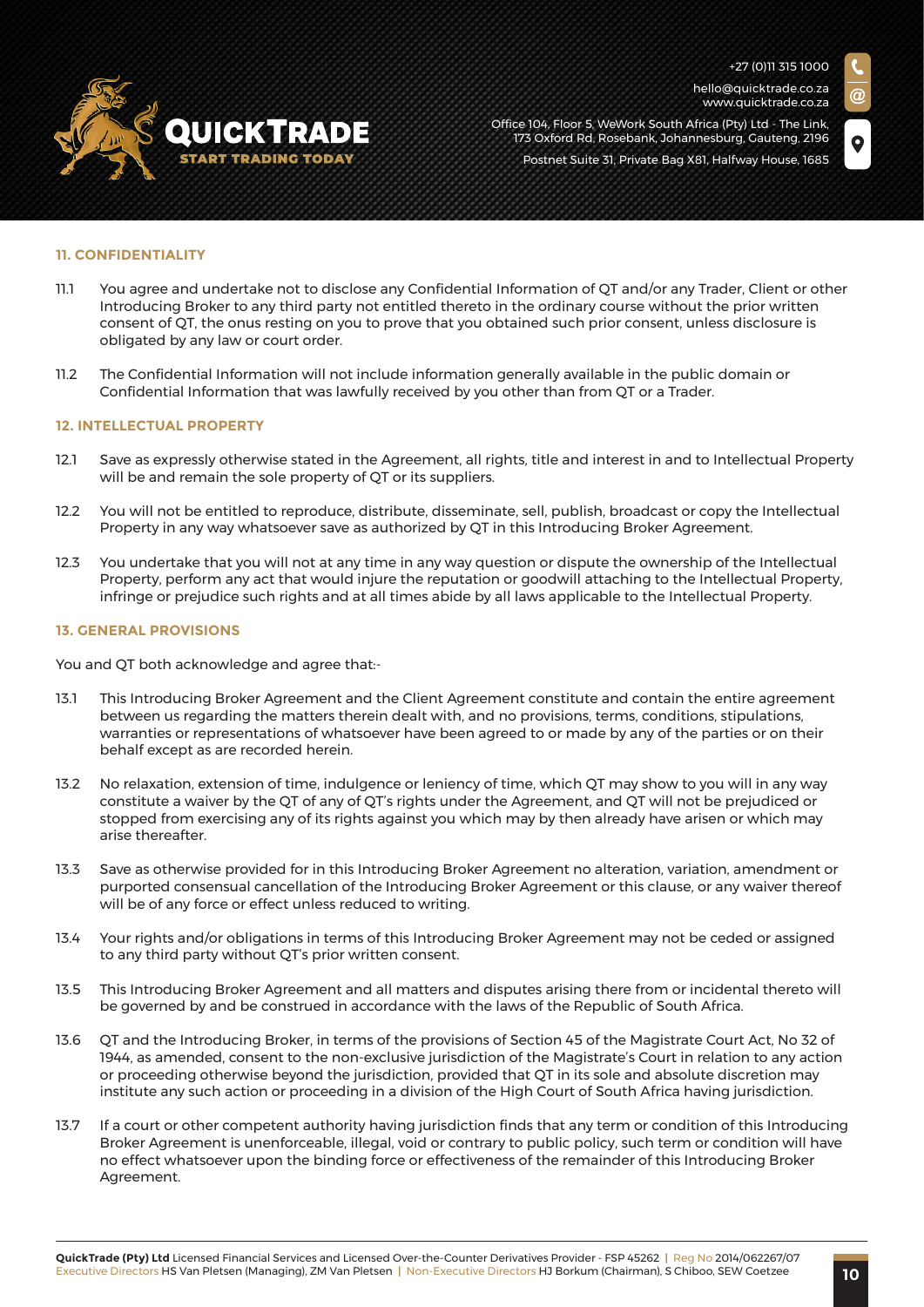### 11. CONFIDENTIALITY

11.1 You agree and undertake not to disclose any Confidential Information of QT and/or any Trader, Client or other Introducing Broker to any third party not entitled thereto in the ordinary course without the prior written consent of QT, the onus resting on you to prove that you obtained such prior consent, unless disclosure is obligated by any law or court order.

11.2 The Confidential Information will not include information generally available in the public domain or Confidential Information that was lawfully received by you other than from QT or a Trader.

### 12. INTELLECTUAL PROPERTY

12.1 Save as expressly otherwise stated in the Agreement, all rights, title and interest in and to Intellectual Property will be and remain the sole property of QT or its suppliers.

12.2 You will not be entitled to reproduce, distribute, disseminate, sell, publish, broadcast or copy the Intellectual Property in any way whatsoever save as authorized by QT in this Introducing Broker Agreement.

12.3 You undertake that you will not at any time in any way question or dispute the ownership of the Intellectual Property, perform any act that would injure the reputation or goodwill attaching to the Intellectual Property, infringe or prejudice such rights and at all times abide by all laws applicable to the Intellectual Property.

### 13. GENERAL PROVISIONS

You and QT both acknowledge and agree that:-

13.1 This Introducing Broker Agreement and the Client Agreement constitute and contain the entire agreement between us regarding the matters therein dealt with, and no provisions, terms, conditions, stipulations, warranties or representations of whatsoever have been agreed to or made by any of the parties or on their behalf except as are recorded herein.

13.2 No relaxation, extension of time, indulgence or leniency of time, which QT may show to you will in any way constitute a waiver by the QT of any of QT's rights under the Agreement, and QT will not be prejudiced or stopped from exercising any of its rights against you which may by then already have arisen or which may arise thereafter.

13.3 Save as otherwise provided for in this Introducing Broker Agreement no alteration, variation, amendment or purported consensual cancellation of the Introducing Broker Agreement or this clause, or any waiver thereof will be of any force or effect unless reduced to writing.

13.4 Your rights and/or obligations in terms of this Introducing Broker Agreement may not be ceded or assigned to any third party without QT's prior written consent.

13.5 This Introducing Broker Agreement and all matters and disputes arising there from or incidental thereto will be governed by and be construed in accordance with the laws of the Republic of South Africa.

13.6 QT and the Introducing Broker, in terms of the provisions of Section 45 of the Magistrate Court Act, No 32 of 1944, as amended, consent to the non-exclusive jurisdiction of the Magistrate's Court in relation to any action or proceeding otherwise beyond the jurisdiction, provided that QT in its sole and absolute discretion may institute any such action or proceeding in a division of the High Court of South Africa having jurisdiction.

13.7 If a court or other competent authority having jurisdiction finds that any term or condition of this Introducing Broker Agreement is unenforceable, illegal, void or contrary to public policy, such term or condition will have no effect whatsoever upon the binding force or effectiveness of the remainder of this Introducing Broker Agreement.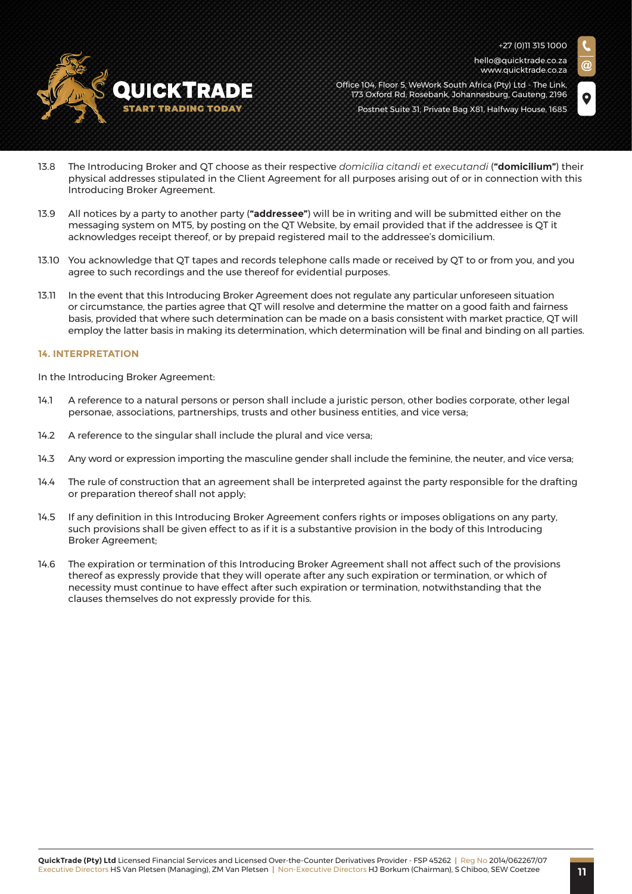13.8 The Introducing Broker and QT choose as their respective *domicilia citandi et executandi* (**"domicilium"**) their physical addresses stipulated in the Client Agreement for all purposes arising out of or in connection with this Introducing Broker Agreement.

13.9 All notices by a party to another party (**"addressee"**) will be in writing and will be submitted either on the messaging system on MT5, by posting on the QT Website, by email provided that if the addressee is QT it acknowledges receipt thereof, or by prepaid registered mail to the addressee's domicilium.

13.10 You acknowledge that QT tapes and records telephone calls made or received by QT to or from you, and you agree to such recordings and the use thereof for evidential purposes.

13.11 In the event that this Introducing Broker Agreement does not regulate any particular unforeseen situation or circumstance, the parties agree that QT will resolve and determine the matter on a good faith and fairness basis, provided that where such determination can be made on a basis consistent with market practice, QT will employ the latter basis in making its determination, which determination will be final and binding on all parties.

## 14. INTERPRETATION

In the Introducing Broker Agreement:

14.1 A reference to a natural persons or person shall include a juristic person, other bodies corporate, other legal personae, associations, partnerships, trusts and other business entities, and vice versa;

14.2 A reference to the singular shall include the plural and vice versa;

14.3 Any word or expression importing the masculine gender shall include the feminine, the neuter, and vice versa;

14.4 The rule of construction that an agreement shall be interpreted against the party responsible for the drafting or preparation thereof shall not apply;

14.5 If any definition in this Introducing Broker Agreement confers rights or imposes obligations on any party, such provisions shall be given effect to as if it is a substantive provision in the body of this Introducing Broker Agreement;

14.6 The expiration or termination of this Introducing Broker Agreement shall not affect such of the provisions thereof as expressly provide that they will operate after any such expiration or termination, or which of necessity must continue to have effect after such expiration or termination, notwithstanding that the clauses themselves do not expressly provide for this.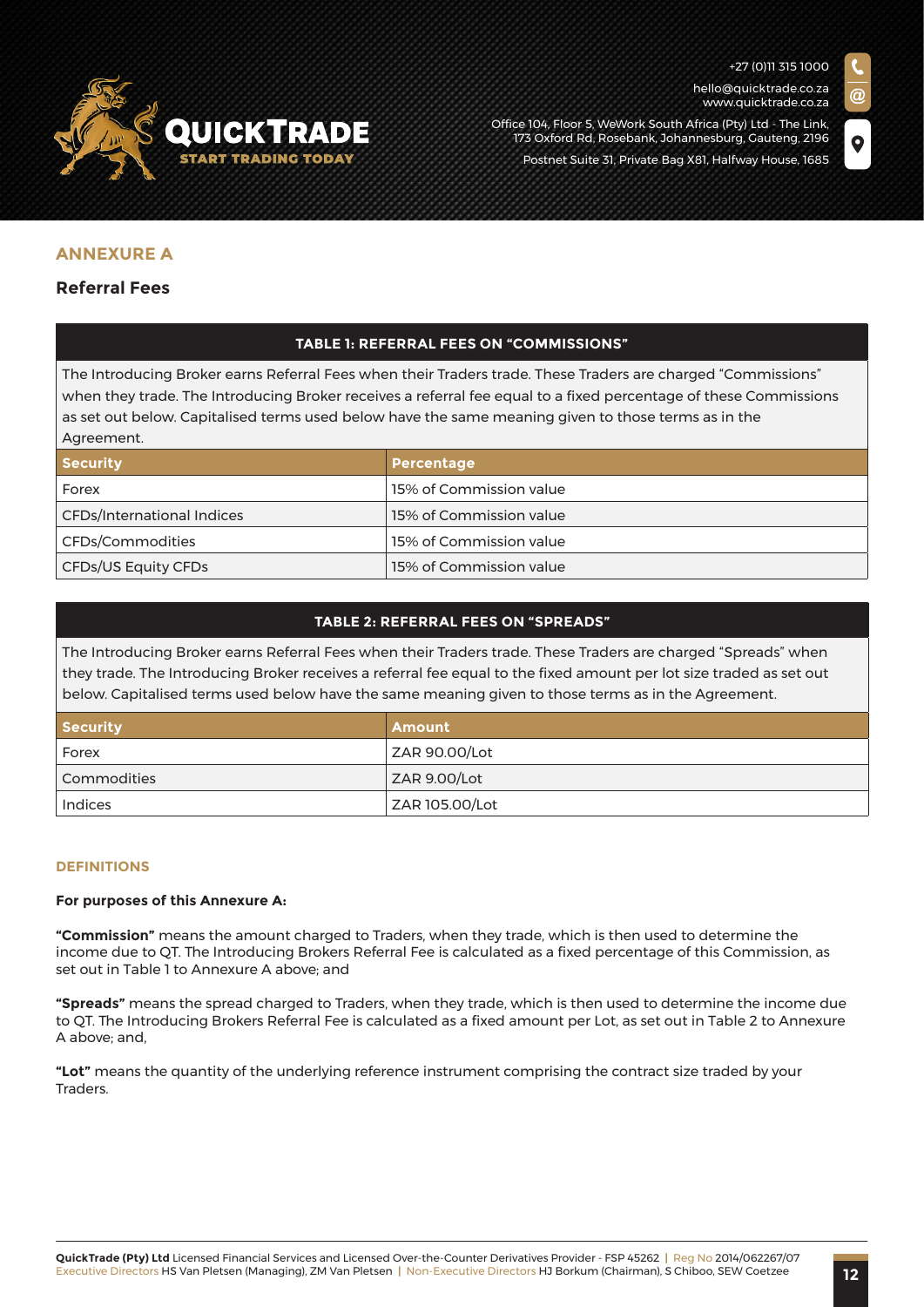## ANNEXURE A

### Referral Fees

| TABLE 1: REFERRAL FEES ON "COMMISSIONS" | |
|---|---|
| The Introducing Broker earns Referral Fees when their Traders trade. These Traders are charged "Commissions" when they trade. The Introducing Broker receives a referral fee equal to a fixed percentage of these Commissions as set out below. Capitalised terms used below have the same meaning given to those terms as in the Agreement. | |
| **Security** | **Percentage** |
| Forex | 15% of Commission value |
| CFDs/International Indices | 15% of Commission value |
| CFDs/Commodities | 15% of Commission value |
| CFDs/US Equity CFDs | 15% of Commission value |

| TABLE 2: REFERRAL FEES ON "SPREADS" | |
|---|---|
| The Introducing Broker earns Referral Fees when their Traders trade. These Traders are charged "Spreads" when they trade. The Introducing Broker receives a referral fee equal to the fixed amount per lot size traded as set out below. Capitalised terms used below have the same meaning given to those terms as in the Agreement. | |
| **Security** | **Amount** |
| Forex | ZAR 90.00/Lot |
| Commodities | ZAR 9.00/Lot |
| Indices | ZAR 105.00/Lot |

#### DEFINITIONS

**For purposes of this Annexure A:**

**"Commission"** means the amount charged to Traders, when they trade, which is then used to determine the income due to QT. The Introducing Brokers Referral Fee is calculated as a fixed percentage of this Commission, as set out in Table 1 to Annexure A above; and

**"Spreads"** means the spread charged to Traders, when they trade, which is then used to determine the income due to QT. The Introducing Brokers Referral Fee is calculated as a fixed amount per Lot, as set out in Table 2 to Annexure A above; and,

**"Lot"** means the quantity of the underlying reference instrument comprising the contract size traded by your Traders.